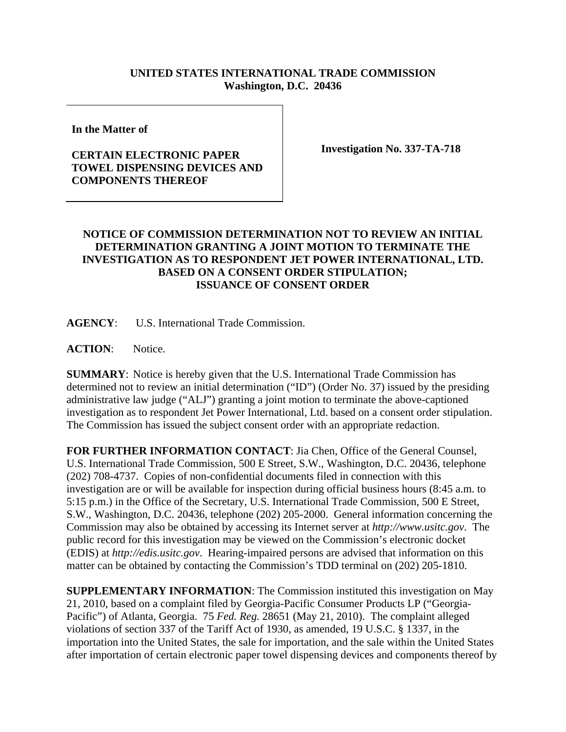**UNITED STATES INTERNATIONAL TRADE COMMISSION**
**Washington, D.C. 20436**

| | |
|---|---|
| **In the Matter of**<br><br>**CERTAIN ELECTRONIC PAPER TOWEL DISPENSING DEVICES AND COMPONENTS THEREOF** | **Investigation No. 337-TA-718** |

**NOTICE OF COMMISSION DETERMINATION NOT TO REVIEW AN INITIAL DETERMINATION GRANTING A JOINT MOTION TO TERMINATE THE INVESTIGATION AS TO RESPONDENT JET POWER INTERNATIONAL, LTD. BASED ON A CONSENT ORDER STIPULATION; ISSUANCE OF CONSENT ORDER**

**AGENCY**: U.S. International Trade Commission.

**ACTION**: Notice.

**SUMMARY**: Notice is hereby given that the U.S. International Trade Commission has determined not to review an initial determination ("ID") (Order No. 37) issued by the presiding administrative law judge ("ALJ") granting a joint motion to terminate the above-captioned investigation as to respondent Jet Power International, Ltd. based on a consent order stipulation. The Commission has issued the subject consent order with an appropriate redaction.

**FOR FURTHER INFORMATION CONTACT**: Jia Chen, Office of the General Counsel, U.S. International Trade Commission, 500 E Street, S.W., Washington, D.C. 20436, telephone (202) 708-4737. Copies of non-confidential documents filed in connection with this investigation are or will be available for inspection during official business hours (8:45 a.m. to 5:15 p.m.) in the Office of the Secretary, U.S. International Trade Commission, 500 E Street, S.W., Washington, D.C. 20436, telephone (202) 205-2000. General information concerning the Commission may also be obtained by accessing its Internet server at *http://www.usitc.gov*. The public record for this investigation may be viewed on the Commission's electronic docket (EDIS) at *http://edis.usitc.gov*. Hearing-impaired persons are advised that information on this matter can be obtained by contacting the Commission's TDD terminal on (202) 205-1810.

**SUPPLEMENTARY INFORMATION**: The Commission instituted this investigation on May 21, 2010, based on a complaint filed by Georgia-Pacific Consumer Products LP ("Georgia-Pacific") of Atlanta, Georgia. 75 *Fed. Reg.* 28651 (May 21, 2010). The complaint alleged violations of section 337 of the Tariff Act of 1930, as amended, 19 U.S.C. § 1337, in the importation into the United States, the sale for importation, and the sale within the United States after importation of certain electronic paper towel dispensing devices and components thereof by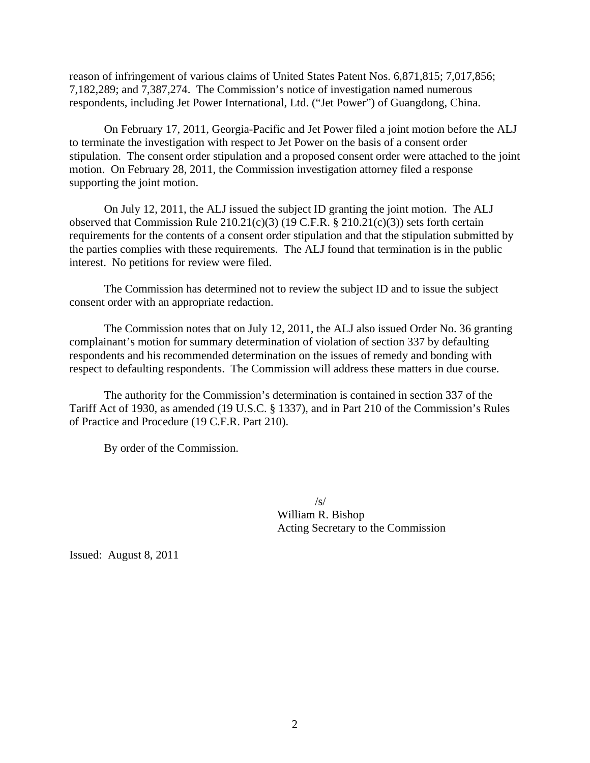reason of infringement of various claims of United States Patent Nos. 6,871,815; 7,017,856; 7,182,289; and 7,387,274. The Commission's notice of investigation named numerous respondents, including Jet Power International, Ltd. ("Jet Power") of Guangdong, China.

On February 17, 2011, Georgia-Pacific and Jet Power filed a joint motion before the ALJ to terminate the investigation with respect to Jet Power on the basis of a consent order stipulation. The consent order stipulation and a proposed consent order were attached to the joint motion. On February 28, 2011, the Commission investigation attorney filed a response supporting the joint motion.

On July 12, 2011, the ALJ issued the subject ID granting the joint motion. The ALJ observed that Commission Rule 210.21(c)(3) (19 C.F.R. § 210.21(c)(3)) sets forth certain requirements for the contents of a consent order stipulation and that the stipulation submitted by the parties complies with these requirements. The ALJ found that termination is in the public interest. No petitions for review were filed.

The Commission has determined not to review the subject ID and to issue the subject consent order with an appropriate redaction.

The Commission notes that on July 12, 2011, the ALJ also issued Order No. 36 granting complainant's motion for summary determination of violation of section 337 by defaulting respondents and his recommended determination on the issues of remedy and bonding with respect to defaulting respondents. The Commission will address these matters in due course.

The authority for the Commission's determination is contained in section 337 of the Tariff Act of 1930, as amended (19 U.S.C. § 1337), and in Part 210 of the Commission's Rules of Practice and Procedure (19 C.F.R. Part 210).

By order of the Commission.

/s/
William R. Bishop
Acting Secretary to the Commission

Issued: August 8, 2011